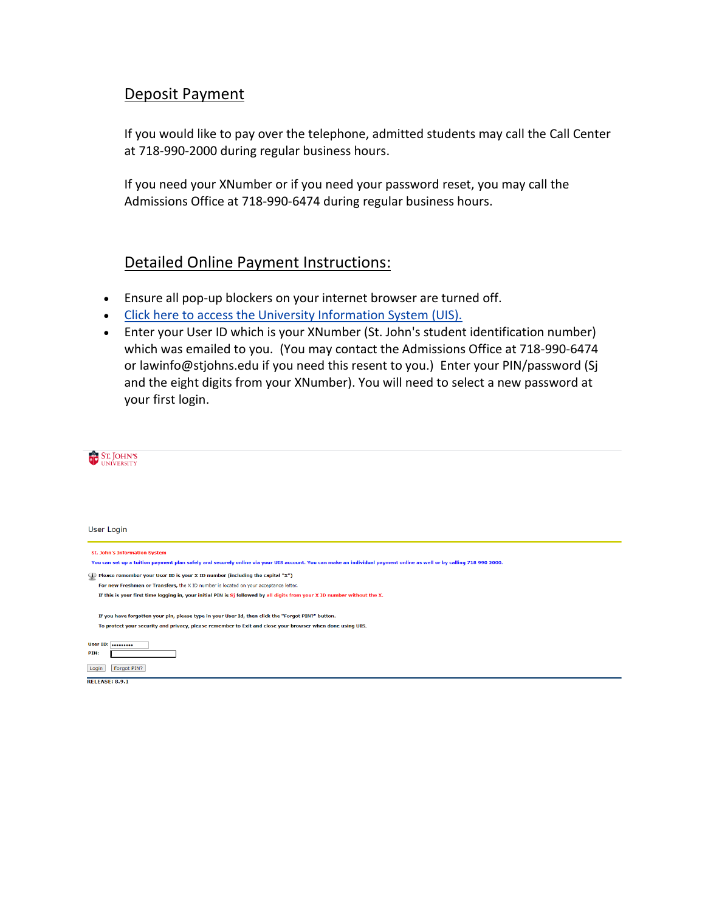## Deposit Payment

If you would like to pay over the telephone, admitted students may call the Call Center at 718-990-2000 during regular business hours.

If you need your XNumber or if you need your password reset, you may call the Admissions Office at 718-990-6474 during regular business hours.

## Detailed Online Payment Instructions:

- Ensure all pop-up blockers on your internet browser are turned off.
- Click here to access the University Information System (UIS).
- Enter your User ID which is your XNumber (St. John's student identification number) which was emailed to you. (You may contact the Admissions Office at 718-990-6474 or lawinfo@stjohns.edu if you need this resent to you.) Enter your PIN/password (Sj and the eight digits from your XNumber). You will need to select a new password at your first login.

St. John's University

User Login

St. John's Information System

You can set up a tuition payment plan safely and securely online via your UIS account. You can make an individual payment online as well or by calling 718 990 2000.

Please remember your User ID is your X ID number (including the capital "X")

For new Freshmen or Transfers, the X ID number is located on your acceptance letter.

If this is your first time logging in, your initial PIN is Sj followed by all digits from your X ID number without the X.

If you have forgotten your pin, please type in your User Id, then click the "Forgot PIN?" button.

To protect your security and privacy, please remember to Exit and close your browser when done using UIS.

User ID: •••••••••

PIN:

Login | Forgot PIN?

RELEASE: 8.9.1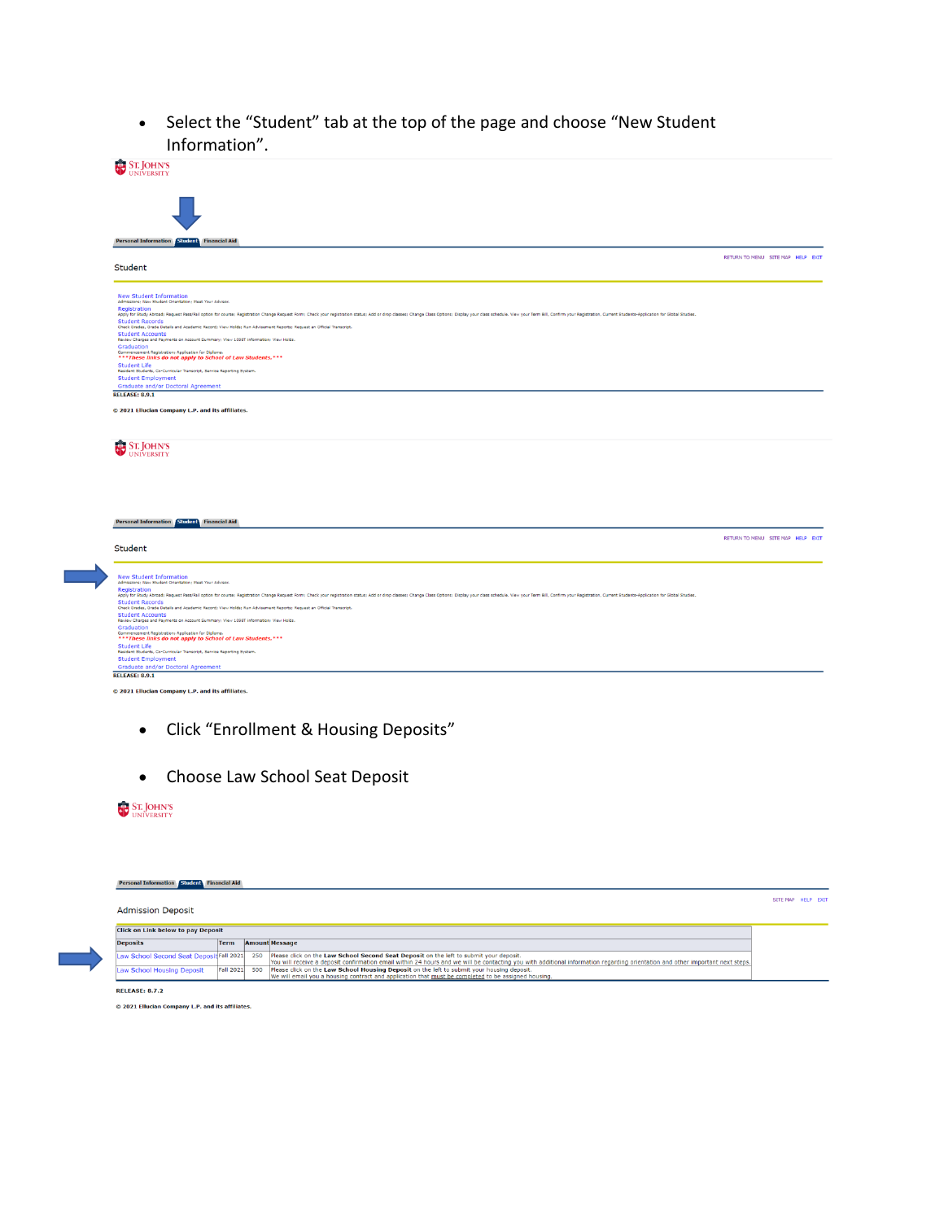- Select the "Student" tab at the top of the page and choose "New Student Information".

ST. JOHN'S UNIVERSITY

Personal Information | Student | Financial Aid

RETURN TO MENU SITE MAP HELP EXIT

Student

New Student Information
Admissions; New Student Orientation; Meet Your Advisor.
Registration
Apply for Study Abroad; Request Pass/Fail option for course; Registration Change Request Form; Check your registration status; Add or drop classes; Change Class Options; Display your class schedule. View your Term Bill, Confirm your Registration, Current Students-Application for Global Studies.
Student Records
Check Grades, Grade Details and Academic Record; View Holds; Run Advisement Reports; Request an Official Transcript.
Student Accounts
Review Charges and Payments on Account Summary; View 1098T information; View Holds.
Graduation
Commencement Registration; Application for Diploma.
***These links do not apply to School of Law Students.***
Student Life
Resident Students, Co-Curricular Transcript, Service Reporting System.
Student Employment
Graduate and/or Doctoral Agreement
RELEASE: 8.9.1

© 2021 Ellucian Company L.P. and its affiliates.

ST. JOHN'S UNIVERSITY

Personal Information | Student | Financial Aid

RETURN TO MENU SITE MAP HELP EXIT

Student

New Student Information
Admissions; New Student Orientation; Meet Your Advisor.
Registration
Apply for Study Abroad; Request Pass/Fail option for course; Registration Change Request Form; Check your registration status; Add or drop classes; Change Class Options; Display your class schedule. View your Term Bill, Confirm your Registration, Current Students-Application for Global Studies.
Student Records
Check Grades, Grade Details and Academic Record; View Holds; Run Advisement Reports; Request an Official Transcript.
Student Accounts
Review Charges and Payments on Account Summary; View 1098T information; View Holds.
Graduation
Commencement Registration; Application for Diploma.
***These links do not apply to School of Law Students.***
Student Life
Resident Students, Co-Curricular Transcript, Service Reporting System.
Student Employment
Graduate and/or Doctoral Agreement
RELEASE: 8.9.1

© 2021 Ellucian Company L.P. and its affiliates.

- Click "Enrollment & Housing Deposits"

- Choose Law School Seat Deposit

ST. JOHN'S UNIVERSITY

Personal Information | Student | Financial Aid

SITE MAP HELP EXIT

Admission Deposit

Click on Link below to pay Deposit

| Deposits | Term | Amount | Message |
| --- | --- | --- | --- |
| Law School Second Seat Deposit | Fall 2021 | 250 | Please click on the **Law School Second Seat Deposit** on the left to submit your deposit. You will receive a deposit confirmation email within 24 hours and we will be contacting you with additional information regarding orientation and other important next steps. |
| Law School Housing Deposit | Fall 2021 | 500 | Please click on the **Law School Housing Deposit** on the left to submit your housing deposit. We will email you a housing contract and application that must be completed to be assigned housing. |

RELEASE: 8.7.2

© 2021 Ellucian Company L.P. and its affiliates.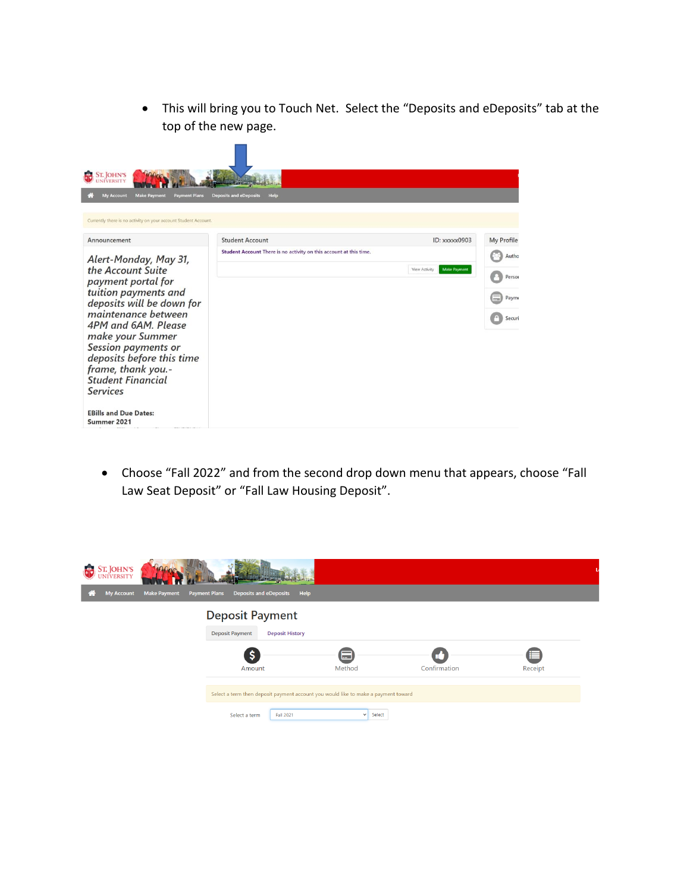- This will bring you to Touch Net. Select the “Deposits and eDeposits” tab at the top of the new page.

- Choose “Fall 2022” and from the second drop down menu that appears, choose “Fall Law Seat Deposit” or “Fall Law Housing Deposit”.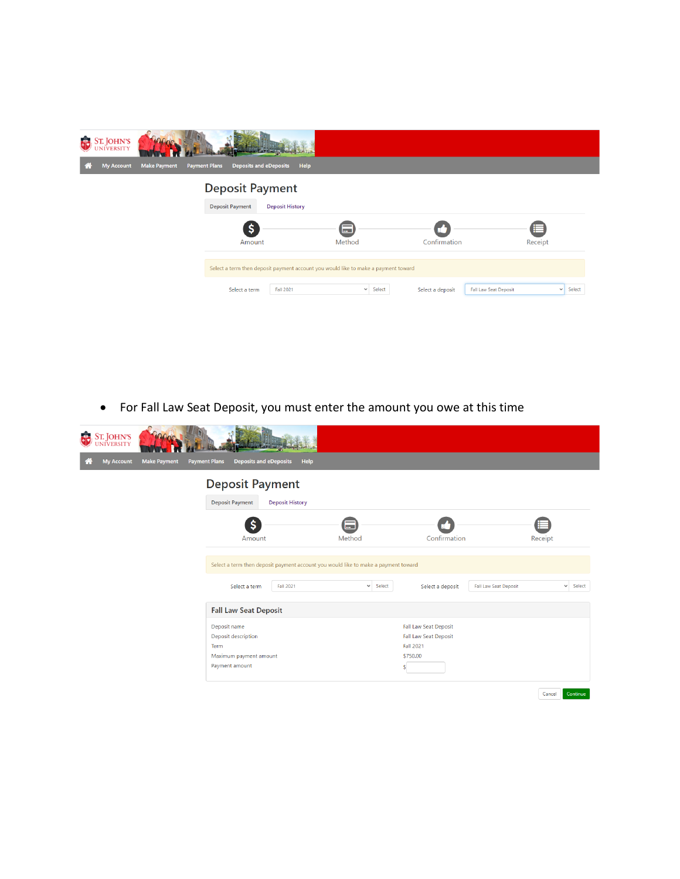**ST. JOHN'S UNIVERSITY**

My Account | Make Payment | Payment Plans | Deposits and eDeposits | Help

# Deposit Payment

Deposit Payment | Deposit History

Amount — Method — Confirmation — Receipt

Select a term then deposit payment account you would like to make a payment toward

Select a term: Fall 2021 [Select]  Select a deposit: Fall Law Seat Deposit [Select]

- For Fall Law Seat Deposit, you must enter the amount you owe at this time

**ST. JOHN'S UNIVERSITY**

My Account | Make Payment | Payment Plans | Deposits and eDeposits | Help

# Deposit Payment

Deposit Payment | Deposit History

Amount — Method — Confirmation — Receipt

Select a term then deposit payment account you would like to make a payment toward

Select a term: Fall 2021 [Select]  Select a deposit: Fall Law Seat Deposit [Select]

## Fall Law Seat Deposit

| | |
|---|---|
| Deposit name | Fall Law Seat Deposit |
| Deposit description | Fall Law Seat Deposit |
| Term | Fall 2021 |
| Maximum payment amount | $750.00 |
| Payment amount | $ |

[Cancel] [Continue]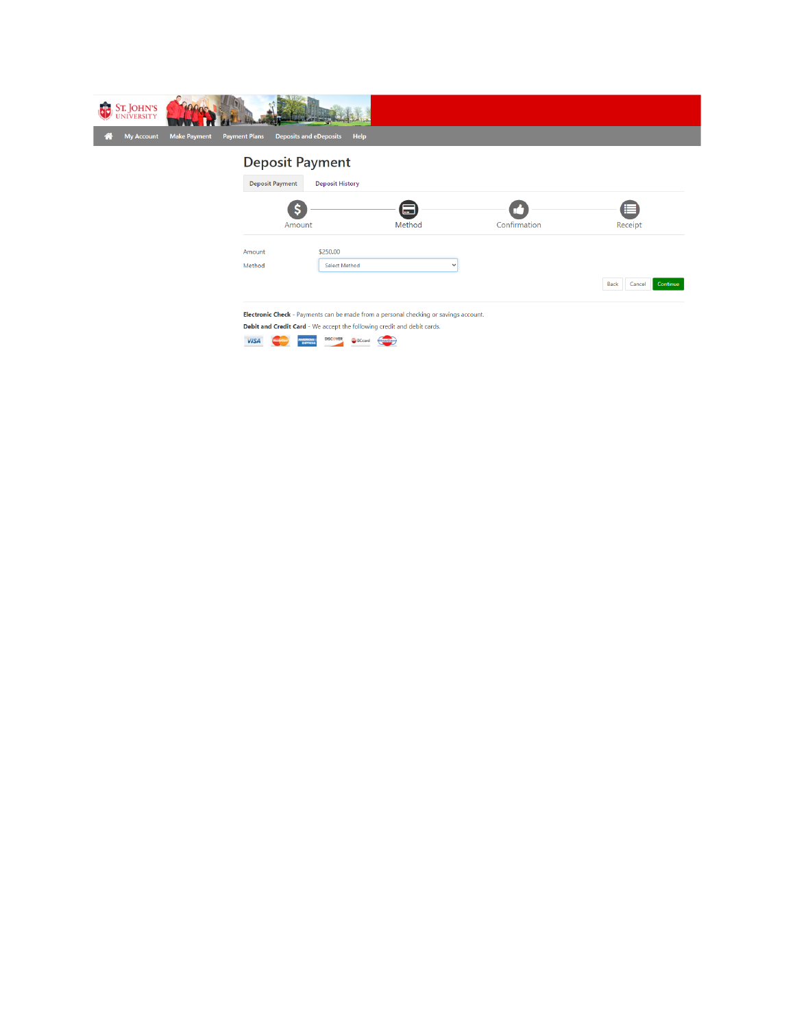St. John's University

My Account | Make Payment | Payment Plans | Deposits and eDeposits | Help

# Deposit Payment

Deposit Payment | Deposit History

Amount — Method — Confirmation — Receipt

Amount $250.00

Method Select Method

Back Cancel Continue

**Electronic Check** - Payments can be made from a personal checking or savings account.

**Debit and Credit Card** - We accept the following credit and debit cards.